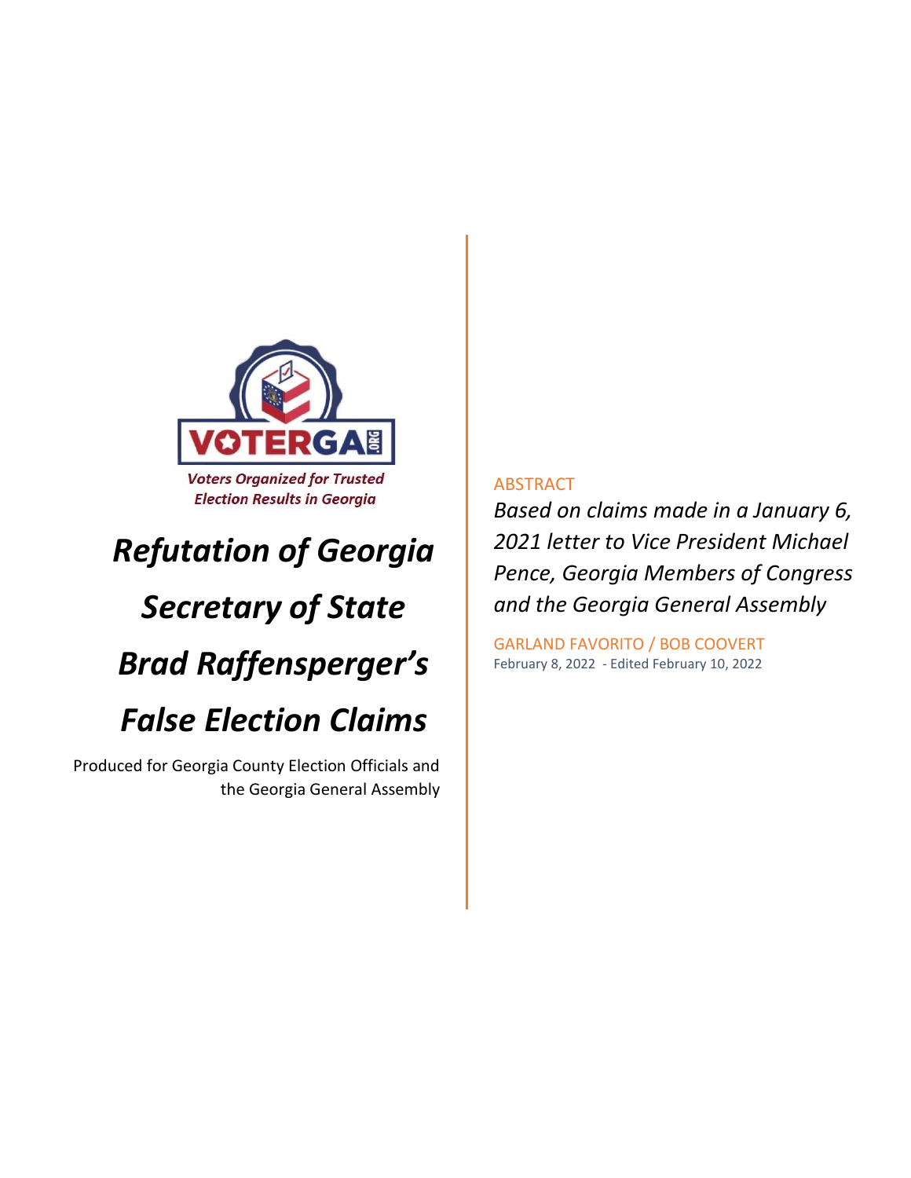VOTERGA.ORG

*Voters Organized for Trusted Election Results in Georgia*

# *Refutation of Georgia Secretary of State Brad Raffensperger's False Election Claims*

Produced for Georgia County Election Officials and the Georgia General Assembly

ABSTRACT

*Based on claims made in a January 6, 2021 letter to Vice President Michael Pence, Georgia Members of Congress and the Georgia General Assembly*

GARLAND FAVORITO / BOB COOVERT

February 8, 2022 - Edited February 10, 2022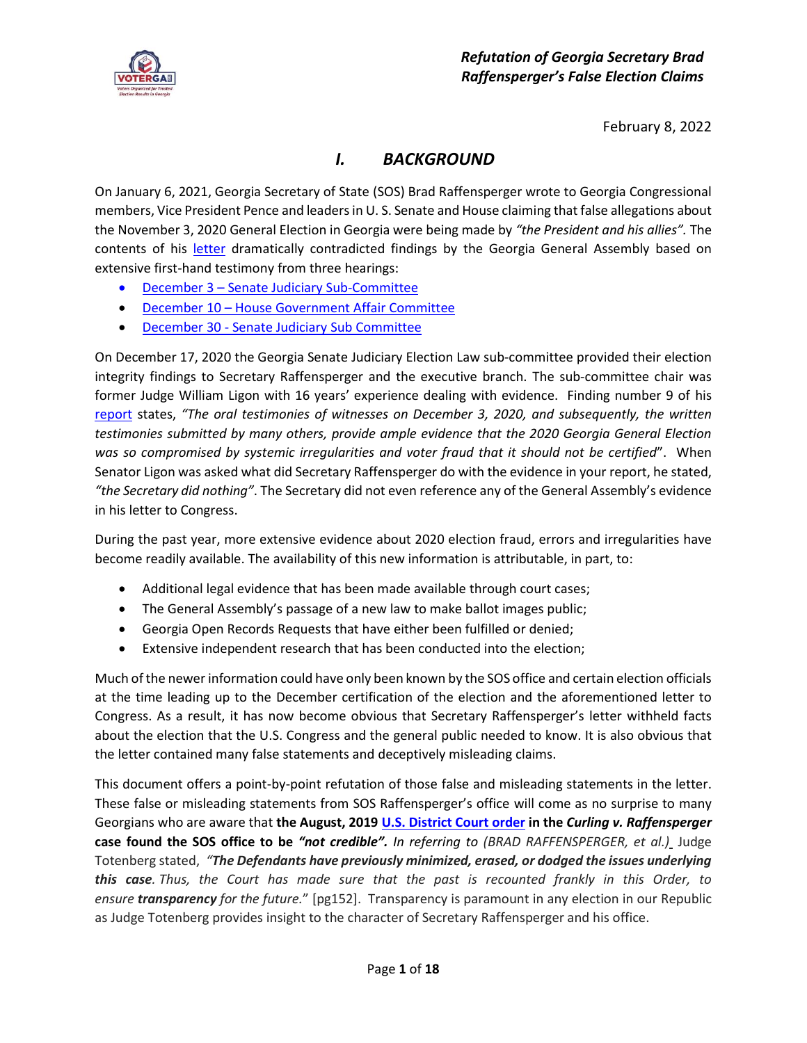*Refutation of Georgia Secretary Brad Raffensperger's False Election Claims*

February 8, 2022

# *I. BACKGROUND*

On January 6, 2021, Georgia Secretary of State (SOS) Brad Raffensperger wrote to Georgia Congressional members, Vice President Pence and leaders in U. S. Senate and House claiming that false allegations about the November 3, 2020 General Election in Georgia were being made by *"the President and his allies"*. The contents of his letter dramatically contradicted findings by the Georgia General Assembly based on extensive first-hand testimony from three hearings:

- December 3 – Senate Judiciary Sub-Committee
- December 10 – House Government Affair Committee
- December 30 - Senate Judiciary Sub Committee

On December 17, 2020 the Georgia Senate Judiciary Election Law sub-committee provided their election integrity findings to Secretary Raffensperger and the executive branch. The sub-committee chair was former Judge William Ligon with 16 years' experience dealing with evidence. Finding number 9 of his report states, *"The oral testimonies of witnesses on December 3, 2020, and subsequently, the written testimonies submitted by many others, provide ample evidence that the 2020 Georgia General Election was so compromised by systemic irregularities and voter fraud that it should not be certified*". When Senator Ligon was asked what did Secretary Raffensperger do with the evidence in your report, he stated, *"the Secretary did nothing"*. The Secretary did not even reference any of the General Assembly's evidence in his letter to Congress.

During the past year, more extensive evidence about 2020 election fraud, errors and irregularities have become readily available. The availability of this new information is attributable, in part, to:

- Additional legal evidence that has been made available through court cases;
- The General Assembly's passage of a new law to make ballot images public;
- Georgia Open Records Requests that have either been fulfilled or denied;
- Extensive independent research that has been conducted into the election;

Much of the newer information could have only been known by the SOS office and certain election officials at the time leading up to the December certification of the election and the aforementioned letter to Congress. As a result, it has now become obvious that Secretary Raffensperger's letter withheld facts about the election that the U.S. Congress and the general public needed to know. It is also obvious that the letter contained many false statements and deceptively misleading claims.

This document offers a point-by-point refutation of those false and misleading statements in the letter. These false or misleading statements from SOS Raffensperger's office will come as no surprise to many Georgians who are aware that **the August, 2019 U.S. District Court order in the *Curling v. Raffensperger* case found the SOS office to be *"not credible"***. *In referring to (BRAD RAFFENSPERGER, et al.)* Judge Totenberg stated, *"**The Defendants have previously minimized, erased, or dodged the issues underlying this case**. Thus, the Court has made sure that the past is recounted frankly in this Order, to ensure **transparency** for the future.*" [pg152]. Transparency is paramount in any election in our Republic as Judge Totenberg provides insight to the character of Secretary Raffensperger and his office.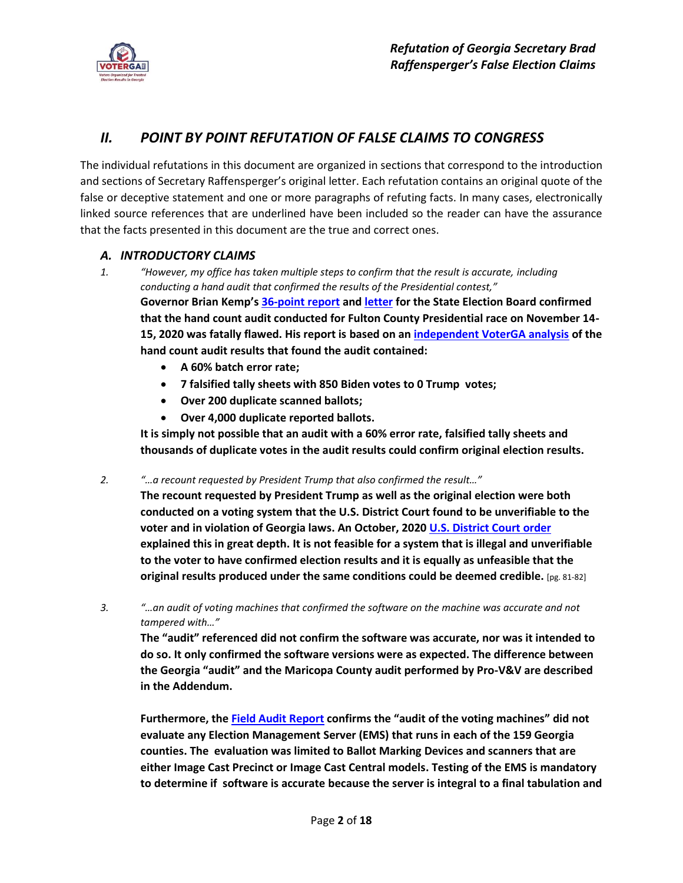## II. POINT BY POINT REFUTATION OF FALSE CLAIMS TO CONGRESS

The individual refutations in this document are organized in sections that correspond to the introduction and sections of Secretary Raffensperger's original letter. Each refutation contains an original quote of the false or deceptive statement and one or more paragraphs of refuting facts. In many cases, electronically linked source references that are underlined have been included so the reader can have the assurance that the facts presented in this document are the true and correct ones.

### A. INTRODUCTORY CLAIMS

1. *"However, my office has taken multiple steps to confirm that the result is accurate, including conducting a hand audit that confirmed the results of the Presidential contest,"*

   **Governor Brian Kemp's 36-point report and letter for the State Election Board confirmed that the hand count audit conducted for Fulton County Presidential race on November 14-15, 2020 was fatally flawed. His report is based on an independent VoterGA analysis of the hand count audit results that found the audit contained:**

   - **A 60% batch error rate;**
   - **7 falsified tally sheets with 850 Biden votes to 0 Trump votes;**
   - **Over 200 duplicate scanned ballots;**
   - **Over 4,000 duplicate reported ballots.**

   **It is simply not possible that an audit with a 60% error rate, falsified tally sheets and thousands of duplicate votes in the audit results could confirm original election results.**

2. *"…a recount requested by President Trump that also confirmed the result…"*

   **The recount requested by President Trump as well as the original election were both conducted on a voting system that the U.S. District Court found to be unverifiable to the voter and in violation of Georgia laws. An October, 2020 U.S. District Court order explained this in great depth. It is not feasible for a system that is illegal and unverifiable to the voter to have confirmed election results and it is equally as unfeasible that the original results produced under the same conditions could be deemed credible.** [pg. 81-82]

3. *"…an audit of voting machines that confirmed the software on the machine was accurate and not tampered with…"*

   **The "audit" referenced did not confirm the software was accurate, nor was it intended to do so. It only confirmed the software versions were as expected. The difference between the Georgia "audit" and the Maricopa County audit performed by Pro-V&V are described in the Addendum.**

   **Furthermore, the Field Audit Report confirms the "audit of the voting machines" did not evaluate any Election Management Server (EMS) that runs in each of the 159 Georgia counties. The evaluation was limited to Ballot Marking Devices and scanners that are either Image Cast Precinct or Image Cast Central models. Testing of the EMS is mandatory to determine if software is accurate because the server is integral to a final tabulation and**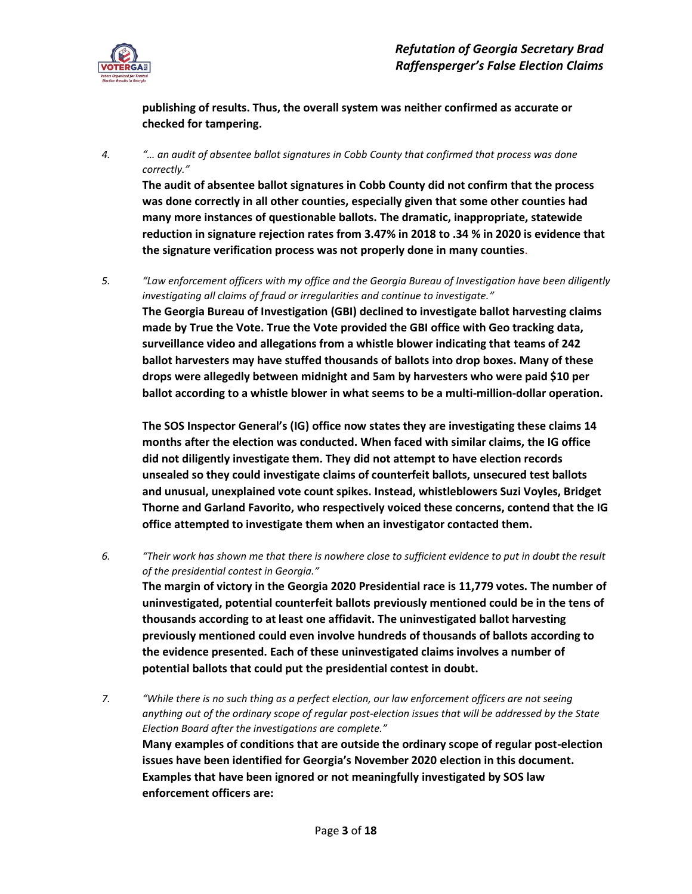**publishing of results. Thus, the overall system was neither confirmed as accurate or checked for tampering.**

4. *"… an audit of absentee ballot signatures in Cobb County that confirmed that process was done correctly."*

   **The audit of absentee ballot signatures in Cobb County did not confirm that the process was done correctly in all other counties, especially given that some other counties had many more instances of questionable ballots. The dramatic, inappropriate, statewide reduction in signature rejection rates from 3.47% in 2018 to .34 % in 2020 is evidence that the signature verification process was not properly done in many counties.**

5. *"Law enforcement officers with my office and the Georgia Bureau of Investigation have been diligently investigating all claims of fraud or irregularities and continue to investigate."*

   **The Georgia Bureau of Investigation (GBI) declined to investigate ballot harvesting claims made by True the Vote. True the Vote provided the GBI office with Geo tracking data, surveillance video and allegations from a whistle blower indicating that teams of 242 ballot harvesters may have stuffed thousands of ballots into drop boxes. Many of these drops were allegedly between midnight and 5am by harvesters who were paid $10 per ballot according to a whistle blower in what seems to be a multi-million-dollar operation.**

   **The SOS Inspector General's (IG) office now states they are investigating these claims 14 months after the election was conducted. When faced with similar claims, the IG office did not diligently investigate them. They did not attempt to have election records unsealed so they could investigate claims of counterfeit ballots, unsecured test ballots and unusual, unexplained vote count spikes. Instead, whistleblowers Suzi Voyles, Bridget Thorne and Garland Favorito, who respectively voiced these concerns, contend that the IG office attempted to investigate them when an investigator contacted them.**

6. *"Their work has shown me that there is nowhere close to sufficient evidence to put in doubt the result of the presidential contest in Georgia."*

   **The margin of victory in the Georgia 2020 Presidential race is 11,779 votes. The number of uninvestigated, potential counterfeit ballots previously mentioned could be in the tens of thousands according to at least one affidavit. The uninvestigated ballot harvesting previously mentioned could even involve hundreds of thousands of ballots according to the evidence presented. Each of these uninvestigated claims involves a number of potential ballots that could put the presidential contest in doubt.**

7. *"While there is no such thing as a perfect election, our law enforcement officers are not seeing anything out of the ordinary scope of regular post-election issues that will be addressed by the State Election Board after the investigations are complete."*

   **Many examples of conditions that are outside the ordinary scope of regular post-election issues have been identified for Georgia's November 2020 election in this document. Examples that have been ignored or not meaningfully investigated by SOS law enforcement officers are:**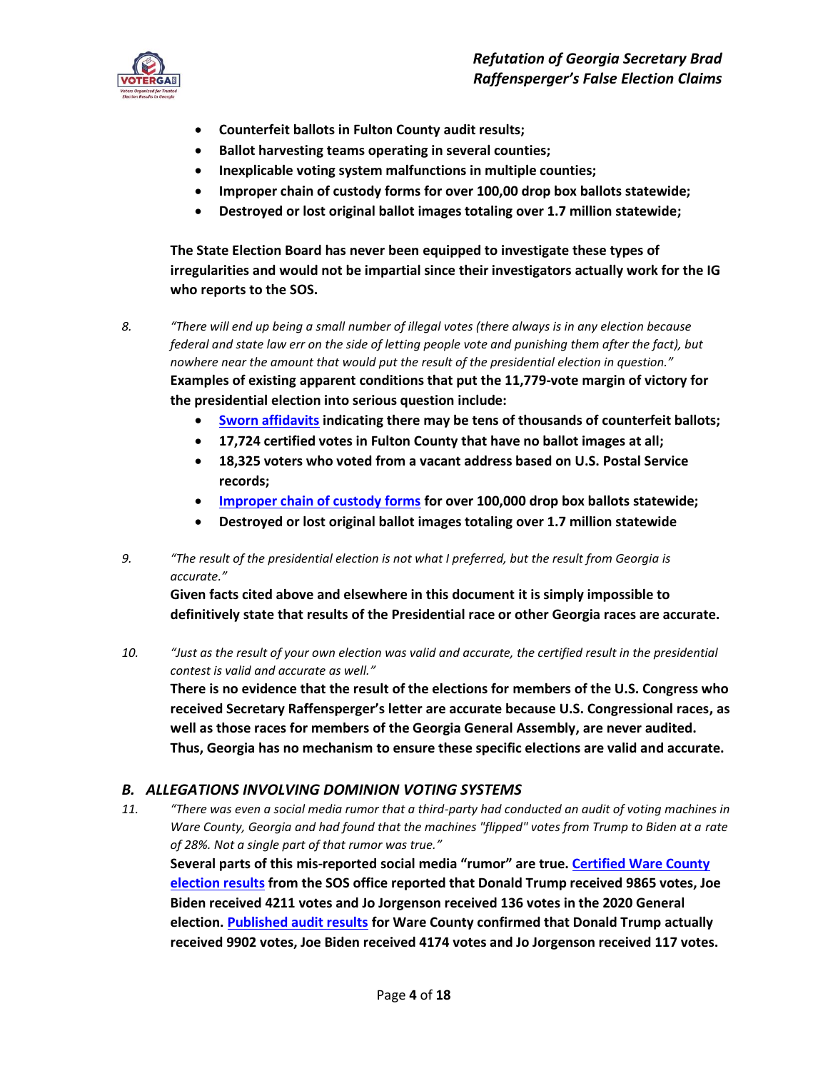- **Counterfeit ballots in Fulton County audit results;**
- **Ballot harvesting teams operating in several counties;**
- **Inexplicable voting system malfunctions in multiple counties;**
- **Improper chain of custody forms for over 100,00 drop box ballots statewide;**
- **Destroyed or lost original ballot images totaling over 1.7 million statewide;**

**The State Election Board has never been equipped to investigate these types of irregularities and would not be impartial since their investigators actually work for the IG who reports to the SOS.**

8. *"There will end up being a small number of illegal votes (there always is in any election because federal and state law err on the side of letting people vote and punishing them after the fact), but nowhere near the amount that would put the result of the presidential election in question."*
**Examples of existing apparent conditions that put the 11,779-vote margin of victory for the presidential election into serious question include:**
    - **Sworn affidavits indicating there may be tens of thousands of counterfeit ballots;**
    - **17,724 certified votes in Fulton County that have no ballot images at all;**
    - **18,325 voters who voted from a vacant address based on U.S. Postal Service records;**
    - **Improper chain of custody forms for over 100,000 drop box ballots statewide;**
    - **Destroyed or lost original ballot images totaling over 1.7 million statewide**

9. *"The result of the presidential election is not what I preferred, but the result from Georgia is accurate."*
**Given facts cited above and elsewhere in this document it is simply impossible to definitively state that results of the Presidential race or other Georgia races are accurate.**

10. *"Just as the result of your own election was valid and accurate, the certified result in the presidential contest is valid and accurate as well."*
**There is no evidence that the result of the elections for members of the U.S. Congress who received Secretary Raffensperger's letter are accurate because U.S. Congressional races, as well as those races for members of the Georgia General Assembly, are never audited. Thus, Georgia has no mechanism to ensure these specific elections are valid and accurate.**

### *B. ALLEGATIONS INVOLVING DOMINION VOTING SYSTEMS*

11. *"There was even a social media rumor that a third-party had conducted an audit of voting machines in Ware County, Georgia and had found that the machines "flipped" votes from Trump to Biden at a rate of 28%. Not a single part of that rumor was true."*
**Several parts of this mis-reported social media "rumor" are true. Certified Ware County election results from the SOS office reported that Donald Trump received 9865 votes, Joe Biden received 4211 votes and Jo Jorgenson received 136 votes in the 2020 General election. Published audit results for Ware County confirmed that Donald Trump actually received 9902 votes, Joe Biden received 4174 votes and Jo Jorgenson received 117 votes.**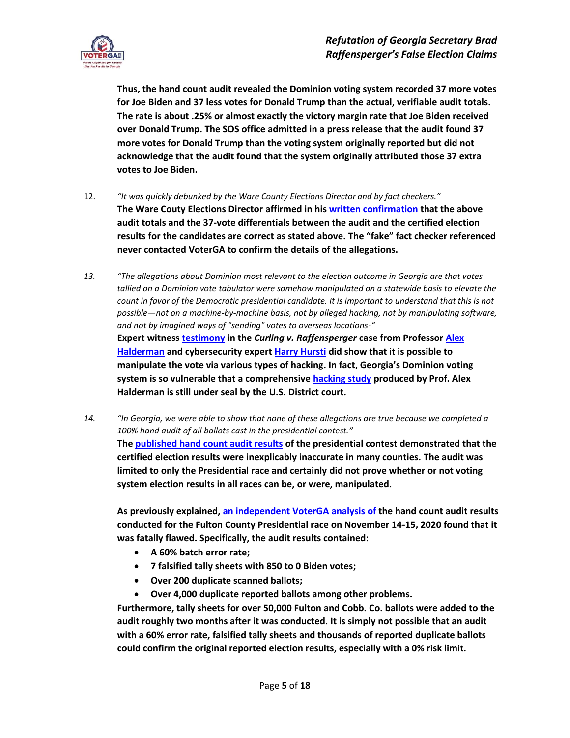**Thus, the hand count audit revealed the Dominion voting system recorded 37 more votes for Joe Biden and 37 less votes for Donald Trump than the actual, verifiable audit totals. The rate is about .25% or almost exactly the victory margin rate that Joe Biden received over Donald Trump. The SOS office admitted in a press release that the audit found 37 more votes for Donald Trump than the voting system originally reported but did not acknowledge that the audit found that the system originally attributed those 37 extra votes to Joe Biden.**

12. *"It was quickly debunked by the Ware County Elections Director and by fact checkers."*
**The Ware Couty Elections Director affirmed in his written confirmation that the above audit totals and the 37-vote differentials between the audit and the certified election results for the candidates are correct as stated above. The "fake" fact checker referenced never contacted VoterGA to confirm the details of the allegations.**

13. *"The allegations about Dominion most relevant to the election outcome in Georgia are that votes tallied on a Dominion vote tabulator were somehow manipulated on a statewide basis to elevate the count in favor of the Democratic presidential candidate. It is important to understand that this is not possible—not on a machine-by-machine basis, not by alleged hacking, not by manipulating software, and not by imagined ways of "sending" votes to overseas locations-"*
**Expert witness testimony in the *Curling v. Raffensperger* case from Professor Alex Halderman and cybersecurity expert Harry Hursti did show that it is possible to manipulate the vote via various types of hacking. In fact, Georgia's Dominion voting system is so vulnerable that a comprehensive hacking study produced by Prof. Alex Halderman is still under seal by the U.S. District court.**

14. *"In Georgia, we were able to show that none of these allegations are true because we completed a 100% hand audit of all ballots cast in the presidential contest."*
**The published hand count audit results of the presidential contest demonstrated that the certified election results were inexplicably inaccurate in many counties. The audit was limited to only the Presidential race and certainly did not prove whether or not voting system election results in all races can be, or were, manipulated.**

**As previously explained, an independent VoterGA analysis of the hand count audit results conducted for the Fulton County Presidential race on November 14-15, 2020 found that it was fatally flawed. Specifically, the audit results contained:**

- **A 60% batch error rate;**
- **7 falsified tally sheets with 850 to 0 Biden votes;**
- **Over 200 duplicate scanned ballots;**
- **Over 4,000 duplicate reported ballots among other problems.**

**Furthermore, tally sheets for over 50,000 Fulton and Cobb. Co. ballots were added to the audit roughly two months after it was conducted. It is simply not possible that an audit with a 60% error rate, falsified tally sheets and thousands of reported duplicate ballots could confirm the original reported election results, especially with a 0% risk limit.**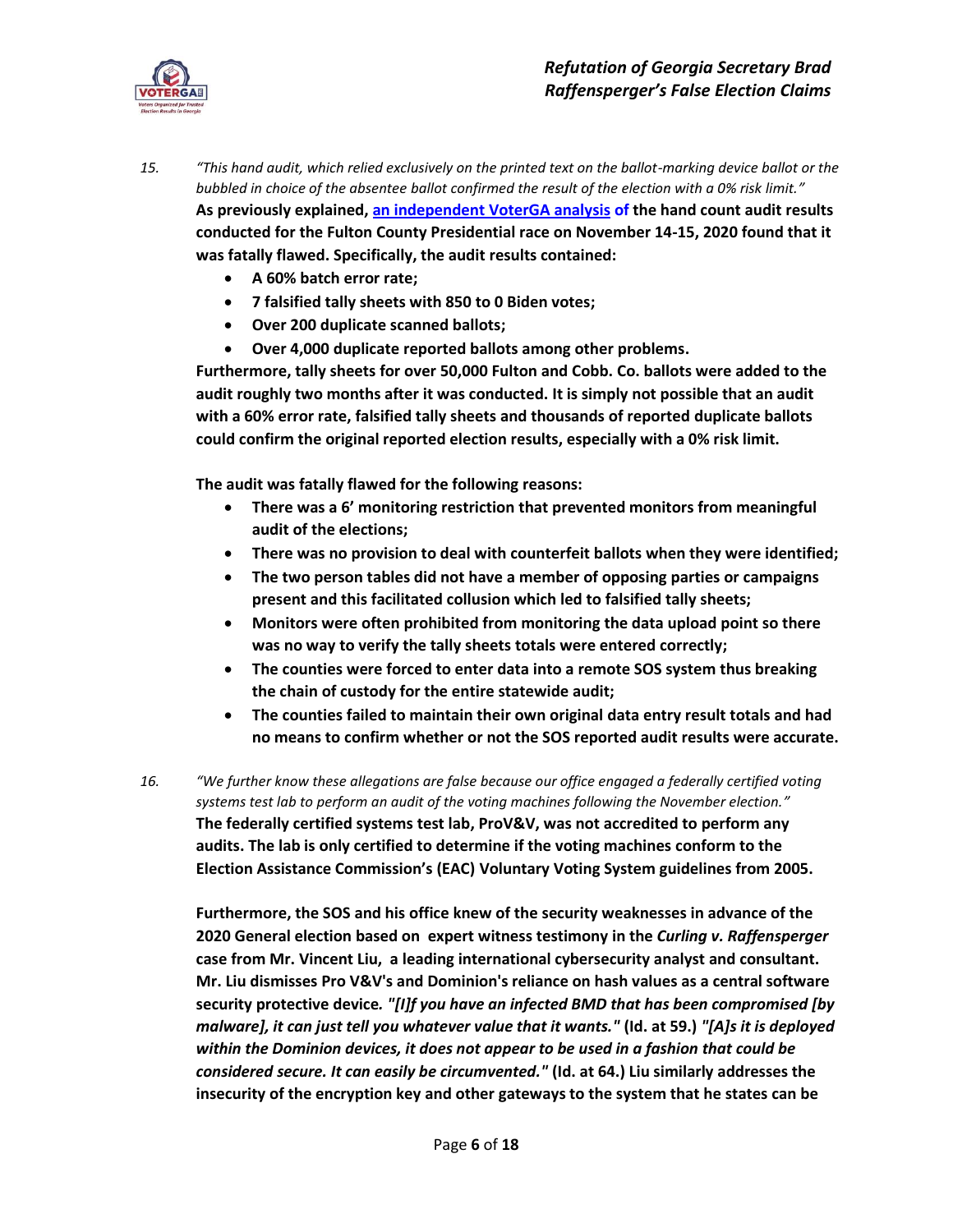15. *"This hand audit, which relied exclusively on the printed text on the ballot-marking device ballot or the bubbled in choice of the absentee ballot confirmed the result of the election with a 0% risk limit."*
**As previously explained, [an independent VoterGA analysis of](#) the hand count audit results conducted for the Fulton County Presidential race on November 14-15, 2020 found that it was fatally flawed. Specifically, the audit results contained:**
    - **A 60% batch error rate;**
    - **7 falsified tally sheets with 850 to 0 Biden votes;**
    - **Over 200 duplicate scanned ballots;**
    - **Over 4,000 duplicate reported ballots among other problems.**

    **Furthermore, tally sheets for over 50,000 Fulton and Cobb. Co. ballots were added to the audit roughly two months after it was conducted. It is simply not possible that an audit with a 60% error rate, falsified tally sheets and thousands of reported duplicate ballots could confirm the original reported election results, especially with a 0% risk limit.**

    **The audit was fatally flawed for the following reasons:**
    - **There was a 6' monitoring restriction that prevented monitors from meaningful audit of the elections;**
    - **There was no provision to deal with counterfeit ballots when they were identified;**
    - **The two person tables did not have a member of opposing parties or campaigns present and this facilitated collusion which led to falsified tally sheets;**
    - **Monitors were often prohibited from monitoring the data upload point so there was no way to verify the tally sheets totals were entered correctly;**
    - **The counties were forced to enter data into a remote SOS system thus breaking the chain of custody for the entire statewide audit;**
    - **The counties failed to maintain their own original data entry result totals and had no means to confirm whether or not the SOS reported audit results were accurate.**

16. *"We further know these allegations are false because our office engaged a federally certified voting systems test lab to perform an audit of the voting machines following the November election."*
**The federally certified systems test lab, ProV&V, was not accredited to perform any audits. The lab is only certified to determine if the voting machines conform to the Election Assistance Commission's (EAC) Voluntary Voting System guidelines from 2005.**

    **Furthermore, the SOS and his office knew of the security weaknesses in advance of the 2020 General election based on expert witness testimony in the *Curling v. Raffensperger* case from Mr. Vincent Liu, a leading international cybersecurity analyst and consultant. Mr. Liu dismisses Pro V&V's and Dominion's reliance on hash values as a central software security protective device. *"[I]f you have an infected BMD that has been compromised [by malware], it can just tell you whatever value that it wants."* (Id. at 59.) *"[A]s it is deployed within the Dominion devices, it does not appear to be used in a fashion that could be considered secure. It can easily be circumvented."* (Id. at 64.) Liu similarly addresses the insecurity of the encryption key and other gateways to the system that he states can be**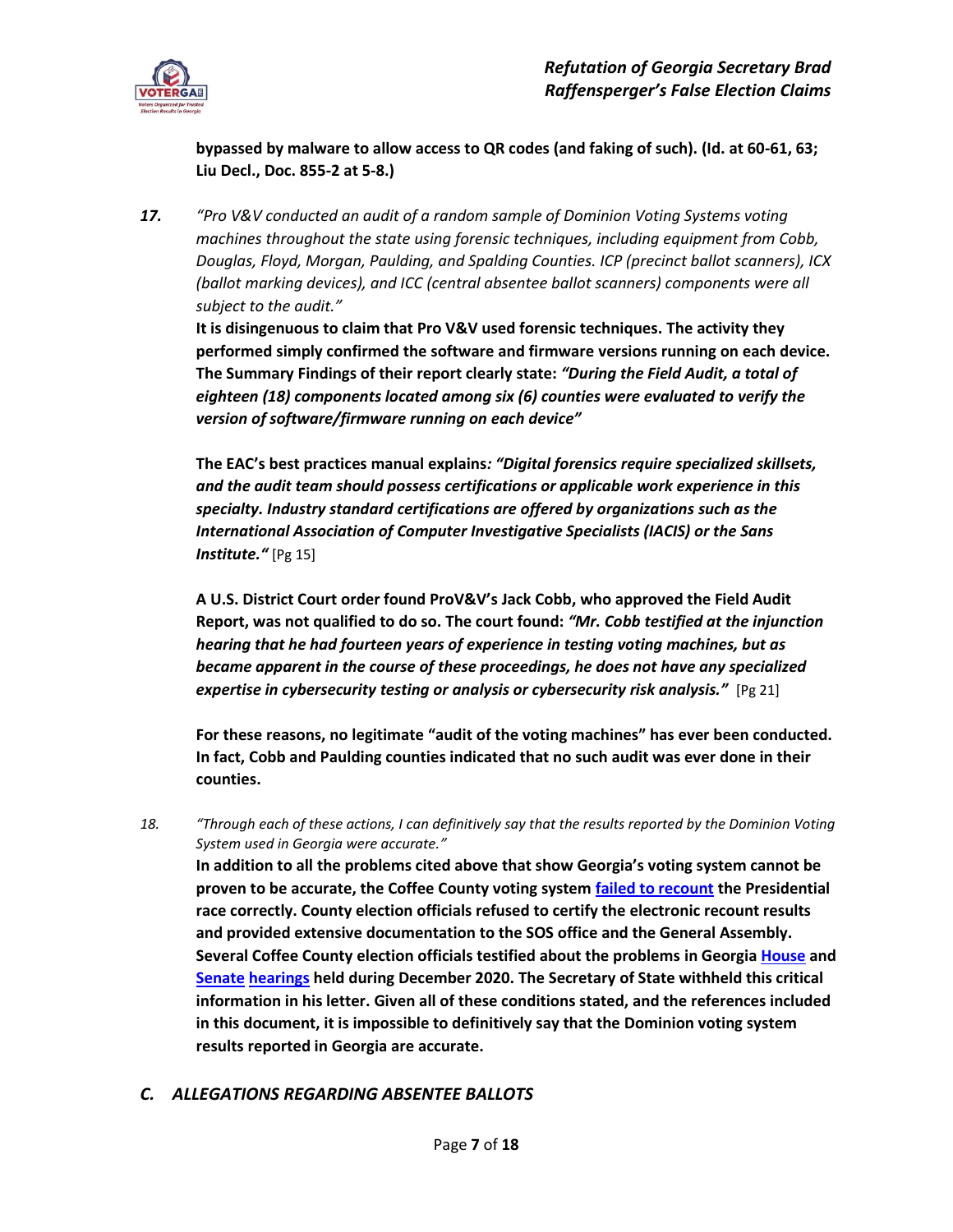**bypassed by malware to allow access to QR codes (and faking of such). (Id. at 60-61, 63; Liu Decl., Doc. 855-2 at 5-8.)**

***17.*** *"Pro V&V conducted an audit of a random sample of Dominion Voting Systems voting machines throughout the state using forensic techniques, including equipment from Cobb, Douglas, Floyd, Morgan, Paulding, and Spalding Counties. ICP (precinct ballot scanners), ICX (ballot marking devices), and ICC (central absentee ballot scanners) components were all subject to the audit."*

**It is disingenuous to claim that Pro V&V used forensic techniques. The activity they performed simply confirmed the software and firmware versions running on each device. The Summary Findings of their report clearly state:** ***"During the Field Audit, a total of eighteen (18) components located among six (6) counties were evaluated to verify the version of software/firmware running on each device"***

**The EAC's best practices manual explains*****: "Digital forensics require specialized skillsets, and the audit team should possess certifications or applicable work experience in this specialty. Industry standard certifications are offered by organizations such as the International Association of Computer Investigative Specialists (IACIS) or the Sans Institute."*** [Pg 15]

**A U.S. District Court order found ProV&V's Jack Cobb, who approved the Field Audit Report, was not qualified to do so. The court found:** ***"Mr. Cobb testified at the injunction hearing that he had fourteen years of experience in testing voting machines, but as became apparent in the course of these proceedings, he does not have any specialized expertise in cybersecurity testing or analysis or cybersecurity risk analysis."*** [Pg 21]

**For these reasons, no legitimate "audit of the voting machines" has ever been conducted. In fact, Cobb and Paulding counties indicated that no such audit was ever done in their counties.**

18. *"Through each of these actions, I can definitively say that the results reported by the Dominion Voting System used in Georgia were accurate."*

**In addition to all the problems cited above that show Georgia's voting system cannot be proven to be accurate, the Coffee County voting system failed to recount the Presidential race correctly. County election officials refused to certify the electronic recount results and provided extensive documentation to the SOS office and the General Assembly. Several Coffee County election officials testified about the problems in Georgia House and Senate hearings held during December 2020. The Secretary of State withheld this critical information in his letter. Given all of these conditions stated, and the references included in this document, it is impossible to definitively say that the Dominion voting system results reported in Georgia are accurate.**

## *C. ALLEGATIONS REGARDING ABSENTEE BALLOTS*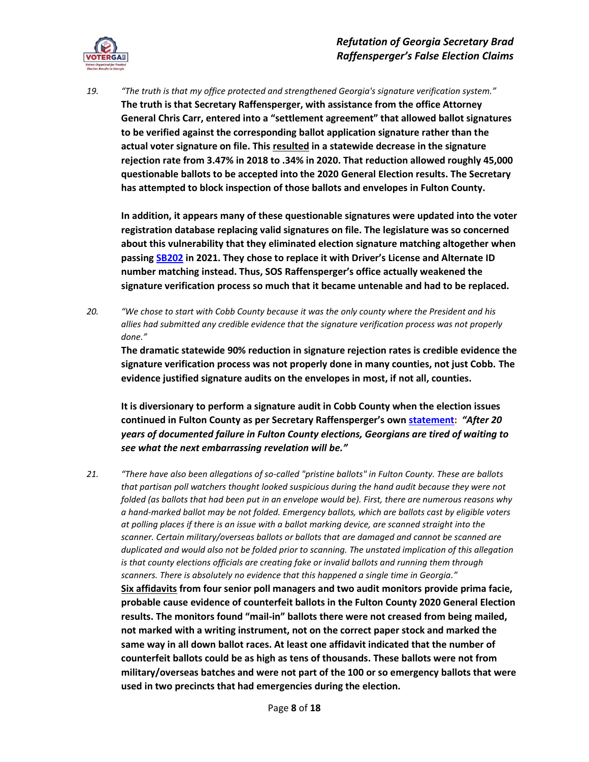19. *"The truth is that my office protected and strengthened Georgia's signature verification system."*

**The truth is that Secretary Raffensperger, with assistance from the office Attorney General Chris Carr, entered into a "settlement agreement" that allowed ballot signatures to be verified against the corresponding ballot application signature rather than the actual voter signature on file. This <u>resulted</u> in a statewide decrease in the signature rejection rate from 3.47% in 2018 to .34% in 2020. That reduction allowed roughly 45,000 questionable ballots to be accepted into the 2020 General Election results. The Secretary has attempted to block inspection of those ballots and envelopes in Fulton County.**

**In addition, it appears many of these questionable signatures were updated into the voter registration database replacing valid signatures on file. The legislature was so concerned about this vulnerability that they eliminated election signature matching altogether when passing SB202 in 2021. They chose to replace it with Driver's License and Alternate ID number matching instead. Thus, SOS Raffensperger's office actually weakened the signature verification process so much that it became untenable and had to be replaced.**

20. *"We chose to start with Cobb County because it was the only county where the President and his allies had submitted any credible evidence that the signature verification process was not properly done."*

**The dramatic statewide 90% reduction in signature rejection rates is credible evidence the signature verification process was not properly done in many counties, not just Cobb. The evidence justified signature audits on the envelopes in most, if not all, counties.**

**It is diversionary to perform a signature audit in Cobb County when the election issues continued in Fulton County as per Secretary Raffensperger's own statement: *"After 20 years of documented failure in Fulton County elections, Georgians are tired of waiting to see what the next embarrassing revelation will be."***

21. *"There have also been allegations of so-called "pristine ballots" in Fulton County. These are ballots that partisan poll watchers thought looked suspicious during the hand audit because they were not folded (as ballots that had been put in an envelope would be). First, there are numerous reasons why a hand-marked ballot may be not folded. Emergency ballots, which are ballots cast by eligible voters at polling places if there is an issue with a ballot marking device, are scanned straight into the scanner. Certain military/overseas ballots or ballots that are damaged and cannot be scanned are duplicated and would also not be folded prior to scanning. The unstated implication of this allegation is that county elections officials are creating fake or invalid ballots and running them through scanners. There is absolutely no evidence that this happened a single time in Georgia."*

**<u>Six affidavits</u> from four senior poll managers and two audit monitors provide prima facie, probable cause evidence of counterfeit ballots in the Fulton County 2020 General Election results. The monitors found "mail-in" ballots there were not creased from being mailed, not marked with a writing instrument, not on the correct paper stock and marked the same way in all down ballot races. At least one affidavit indicated that the number of counterfeit ballots could be as high as tens of thousands. These ballots were not from military/overseas batches and were not part of the 100 or so emergency ballots that were used in two precincts that had emergencies during the election.**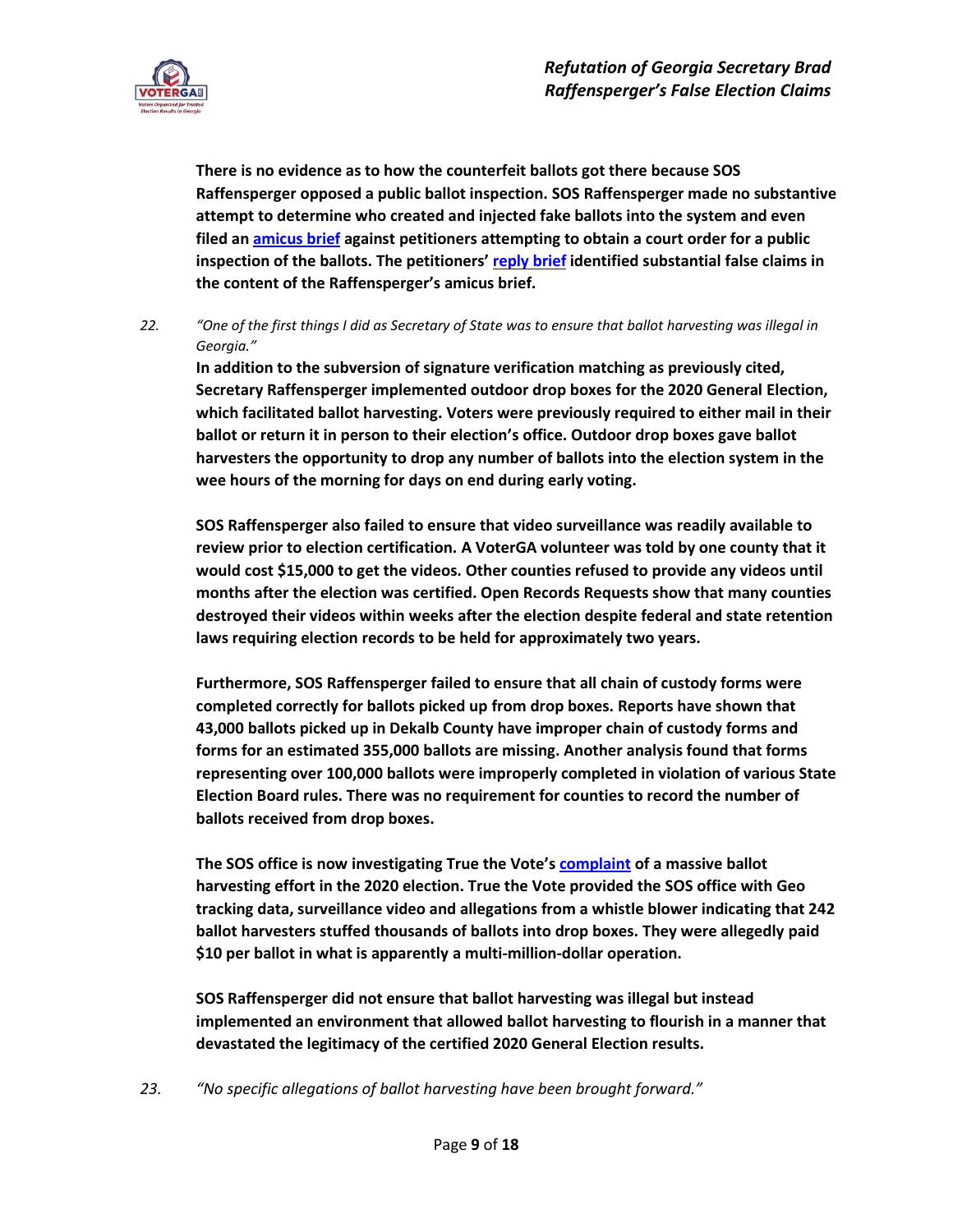**There is no evidence as to how the counterfeit ballots got there because SOS Raffensperger opposed a public ballot inspection. SOS Raffensperger made no substantive attempt to determine who created and injected fake ballots into the system and even filed an amicus brief against petitioners attempting to obtain a court order for a public inspection of the ballots. The petitioners' reply brief identified substantial false claims in the content of the Raffensperger's amicus brief.**

22. *"One of the first things I did as Secretary of State was to ensure that ballot harvesting was illegal in Georgia."*

**In addition to the subversion of signature verification matching as previously cited, Secretary Raffensperger implemented outdoor drop boxes for the 2020 General Election, which facilitated ballot harvesting. Voters were previously required to either mail in their ballot or return it in person to their election's office. Outdoor drop boxes gave ballot harvesters the opportunity to drop any number of ballots into the election system in the wee hours of the morning for days on end during early voting.**

**SOS Raffensperger also failed to ensure that video surveillance was readily available to review prior to election certification. A VoterGA volunteer was told by one county that it would cost $15,000 to get the videos. Other counties refused to provide any videos until months after the election was certified. Open Records Requests show that many counties destroyed their videos within weeks after the election despite federal and state retention laws requiring election records to be held for approximately two years.**

**Furthermore, SOS Raffensperger failed to ensure that all chain of custody forms were completed correctly for ballots picked up from drop boxes. Reports have shown that 43,000 ballots picked up in Dekalb County have improper chain of custody forms and forms for an estimated 355,000 ballots are missing. Another analysis found that forms representing over 100,000 ballots were improperly completed in violation of various State Election Board rules. There was no requirement for counties to record the number of ballots received from drop boxes.**

**The SOS office is now investigating True the Vote's complaint of a massive ballot harvesting effort in the 2020 election. True the Vote provided the SOS office with Geo tracking data, surveillance video and allegations from a whistle blower indicating that 242 ballot harvesters stuffed thousands of ballots into drop boxes. They were allegedly paid $10 per ballot in what is apparently a multi-million-dollar operation.**

**SOS Raffensperger did not ensure that ballot harvesting was illegal but instead implemented an environment that allowed ballot harvesting to flourish in a manner that devastated the legitimacy of the certified 2020 General Election results.**

23. *"No specific allegations of ballot harvesting have been brought forward."*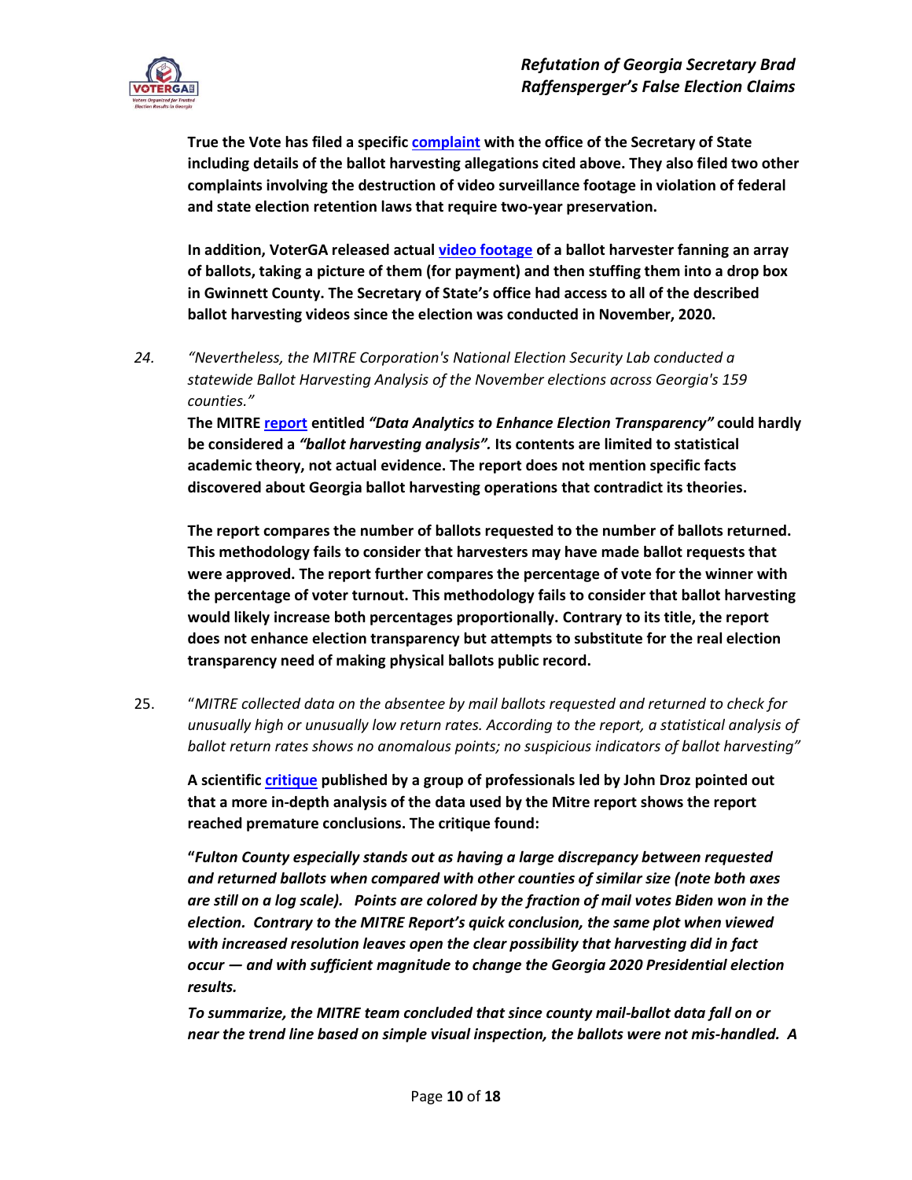**True the Vote has filed a specific complaint with the office of the Secretary of State including details of the ballot harvesting allegations cited above. They also filed two other complaints involving the destruction of video surveillance footage in violation of federal and state election retention laws that require two-year preservation.**

**In addition, VoterGA released actual video footage of a ballot harvester fanning an array of ballots, taking a picture of them (for payment) and then stuffing them into a drop box in Gwinnett County. The Secretary of State's office had access to all of the described ballot harvesting videos since the election was conducted in November, 2020.**

24. *"Nevertheless, the MITRE Corporation's National Election Security Lab conducted a statewide Ballot Harvesting Analysis of the November elections across Georgia's 159 counties."*

    **The MITRE report entitled *"Data Analytics to Enhance Election Transparency"* could hardly be considered a *"ballot harvesting analysis".* Its contents are limited to statistical academic theory, not actual evidence. The report does not mention specific facts discovered about Georgia ballot harvesting operations that contradict its theories.**

    **The report compares the number of ballots requested to the number of ballots returned. This methodology fails to consider that harvesters may have made ballot requests that were approved. The report further compares the percentage of vote for the winner with the percentage of voter turnout. This methodology fails to consider that ballot harvesting would likely increase both percentages proportionally. Contrary to its title, the report does not enhance election transparency but attempts to substitute for the real election transparency need of making physical ballots public record.**

25. "*MITRE collected data on the absentee by mail ballots requested and returned to check for unusually high or unusually low return rates. According to the report, a statistical analysis of ballot return rates shows no anomalous points; no suspicious indicators of ballot harvesting*"

    **A scientific critique published by a group of professionals led by John Droz pointed out that a more in-depth analysis of the data used by the Mitre report shows the report reached premature conclusions. The critique found:**

    **"*Fulton County especially stands out as having a large discrepancy between requested and returned ballots when compared with other counties of similar size (note both axes are still on a log scale). Points are colored by the fraction of mail votes Biden won in the election. Contrary to the MITRE Report's quick conclusion, the same plot when viewed with increased resolution leaves open the clear possibility that harvesting did in fact occur — and with sufficient magnitude to change the Georgia 2020 Presidential election results.***

    ***To summarize, the MITRE team concluded that since county mail-ballot data fall on or near the trend line based on simple visual inspection, the ballots were not mis-handled. A***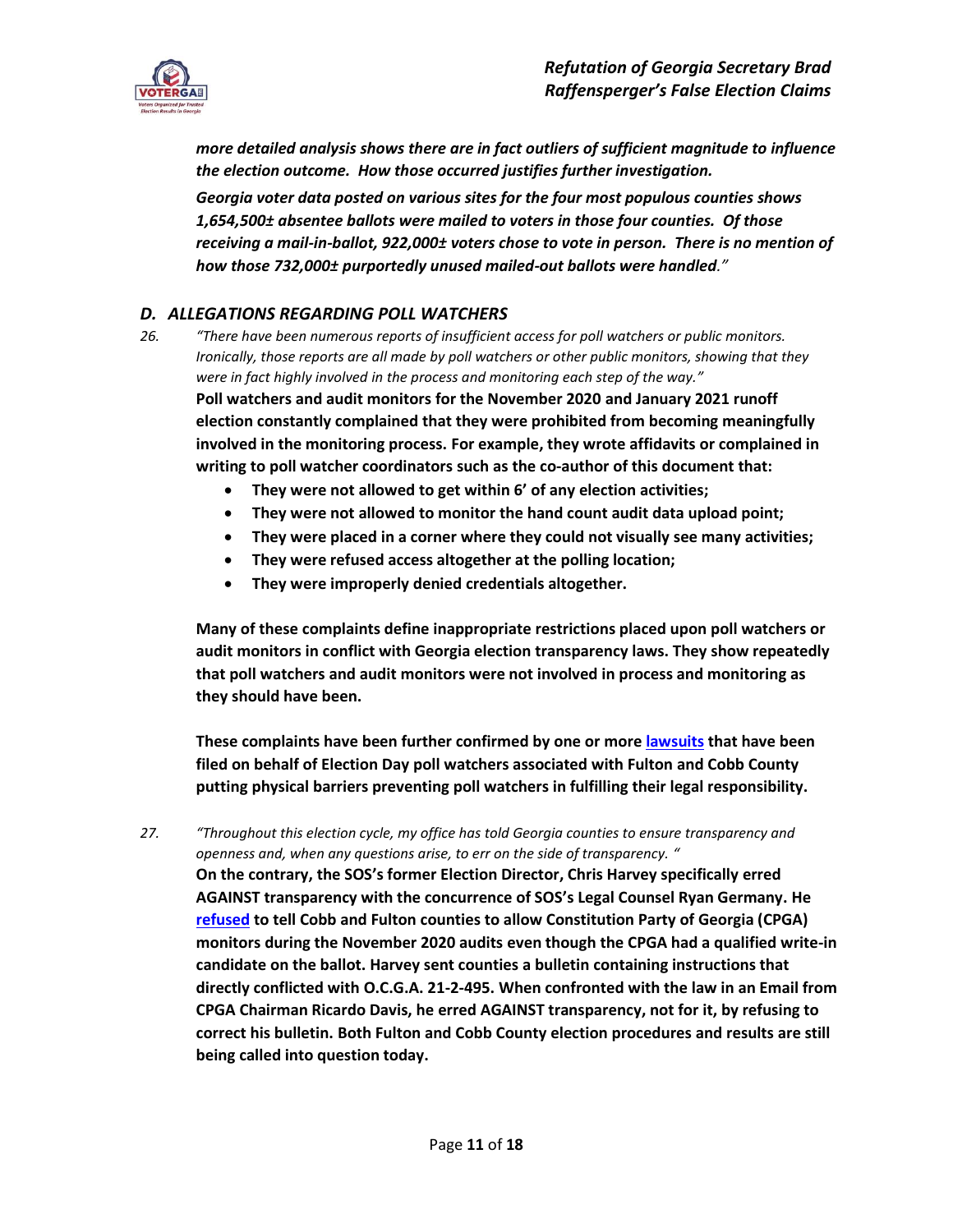***more detailed analysis shows there are in fact outliers of sufficient magnitude to influence the election outcome. How those occurred justifies further investigation.***

***Georgia voter data posted on various sites for the four most populous counties shows 1,654,500± absentee ballots were mailed to voters in those four counties. Of those receiving a mail-in-ballot, 922,000± voters chose to vote in person. There is no mention of how those 732,000± purportedly unused mailed-out ballots were handled.*"**

### *D. ALLEGATIONS REGARDING POLL WATCHERS*

26. *"There have been numerous reports of insufficient access for poll watchers or public monitors. Ironically, those reports are all made by poll watchers or other public monitors, showing that they were in fact highly involved in the process and monitoring each step of the way."*

**Poll watchers and audit monitors for the November 2020 and January 2021 runoff election constantly complained that they were prohibited from becoming meaningfully involved in the monitoring process. For example, they wrote affidavits or complained in writing to poll watcher coordinators such as the co-author of this document that:**

- **They were not allowed to get within 6' of any election activities;**
- **They were not allowed to monitor the hand count audit data upload point;**
- **They were placed in a corner where they could not visually see many activities;**
- **They were refused access altogether at the polling location;**
- **They were improperly denied credentials altogether.**

**Many of these complaints define inappropriate restrictions placed upon poll watchers or audit monitors in conflict with Georgia election transparency laws. They show repeatedly that poll watchers and audit monitors were not involved in process and monitoring as they should have been.**

**These complaints have been further confirmed by one or more lawsuits that have been filed on behalf of Election Day poll watchers associated with Fulton and Cobb County putting physical barriers preventing poll watchers in fulfilling their legal responsibility.**

27. *"Throughout this election cycle, my office has told Georgia counties to ensure transparency and openness and, when any questions arise, to err on the side of transparency. "*

**On the contrary, the SOS's former Election Director, Chris Harvey specifically erred AGAINST transparency with the concurrence of SOS's Legal Counsel Ryan Germany. He refused to tell Cobb and Fulton counties to allow Constitution Party of Georgia (CPGA) monitors during the November 2020 audits even though the CPGA had a qualified write-in candidate on the ballot. Harvey sent counties a bulletin containing instructions that directly conflicted with O.C.G.A. 21-2-495. When confronted with the law in an Email from CPGA Chairman Ricardo Davis, he erred AGAINST transparency, not for it, by refusing to correct his bulletin. Both Fulton and Cobb County election procedures and results are still being called into question today.**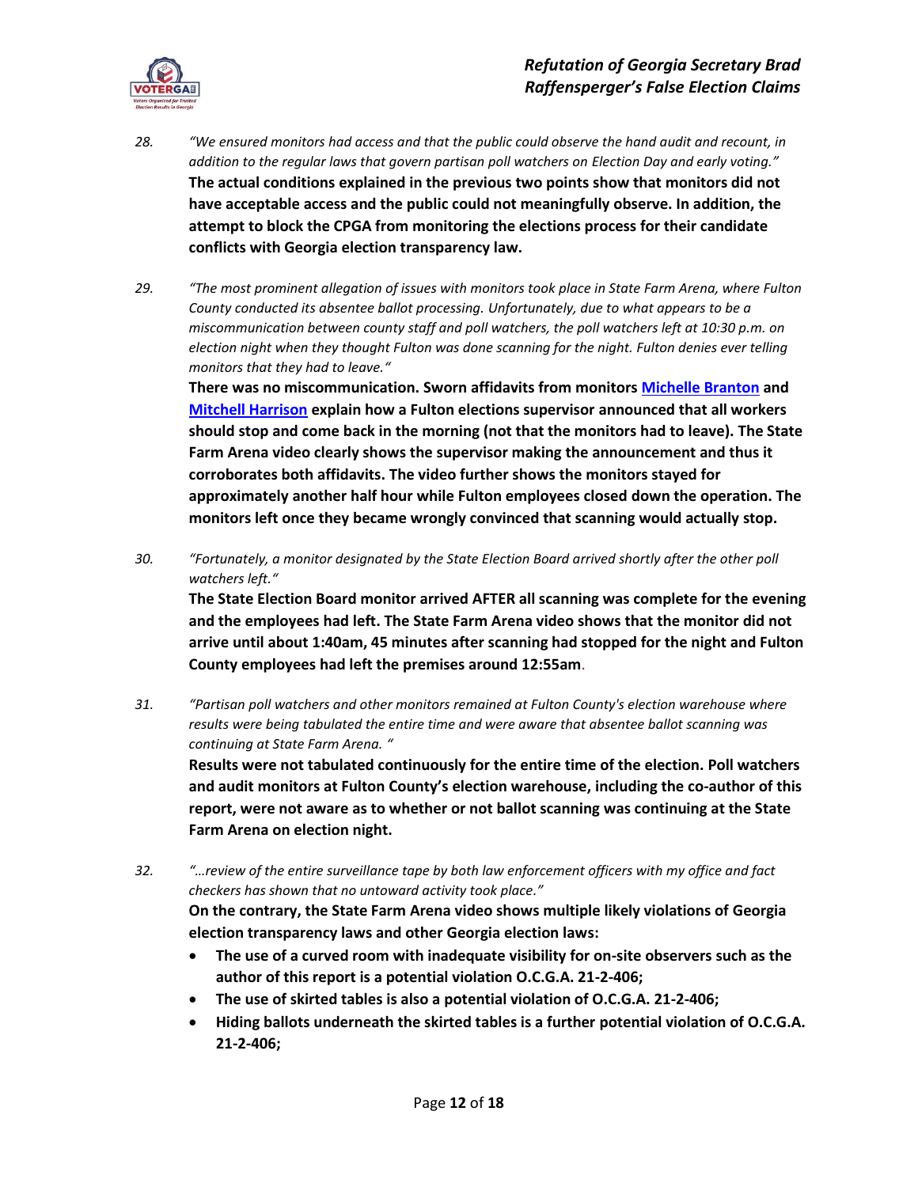28. *"We ensured monitors had access and that the public could observe the hand audit and recount, in addition to the regular laws that govern partisan poll watchers on Election Day and early voting."*
**The actual conditions explained in the previous two points show that monitors did not have acceptable access and the public could not meaningfully observe. In addition, the attempt to block the CPGA from monitoring the elections process for their candidate conflicts with Georgia election transparency law.**

29. *"The most prominent allegation of issues with monitors took place in State Farm Arena, where Fulton County conducted its absentee ballot processing. Unfortunately, due to what appears to be a miscommunication between county staff and poll watchers, the poll watchers left at 10:30 p.m. on election night when they thought Fulton was done scanning for the night. Fulton denies ever telling monitors that they had to leave."*
**There was no miscommunication. Sworn affidavits from monitors Michelle Branton and Mitchell Harrison explain how a Fulton elections supervisor announced that all workers should stop and come back in the morning (not that the monitors had to leave). The State Farm Arena video clearly shows the supervisor making the announcement and thus it corroborates both affidavits. The video further shows the monitors stayed for approximately another half hour while Fulton employees closed down the operation. The monitors left once they became wrongly convinced that scanning would actually stop.**

30. *"Fortunately, a monitor designated by the State Election Board arrived shortly after the other poll watchers left."*
**The State Election Board monitor arrived AFTER all scanning was complete for the evening and the employees had left. The State Farm Arena video shows that the monitor did not arrive until about 1:40am, 45 minutes after scanning had stopped for the night and Fulton County employees had left the premises around 12:55am.**

31. *"Partisan poll watchers and other monitors remained at Fulton County's election warehouse where results were being tabulated the entire time and were aware that absentee ballot scanning was continuing at State Farm Arena. "*
**Results were not tabulated continuously for the entire time of the election. Poll watchers and audit monitors at Fulton County's election warehouse, including the co-author of this report, were not aware as to whether or not ballot scanning was continuing at the State Farm Arena on election night.**

32. *"…review of the entire surveillance tape by both law enforcement officers with my office and fact checkers has shown that no untoward activity took place."*
**On the contrary, the State Farm Arena video shows multiple likely violations of Georgia election transparency laws and other Georgia election laws:**
    - **The use of a curved room with inadequate visibility for on-site observers such as the author of this report is a potential violation O.C.G.A. 21-2-406;**
    - **The use of skirted tables is also a potential violation of O.C.G.A. 21-2-406;**
    - **Hiding ballots underneath the skirted tables is a further potential violation of O.C.G.A. 21-2-406;**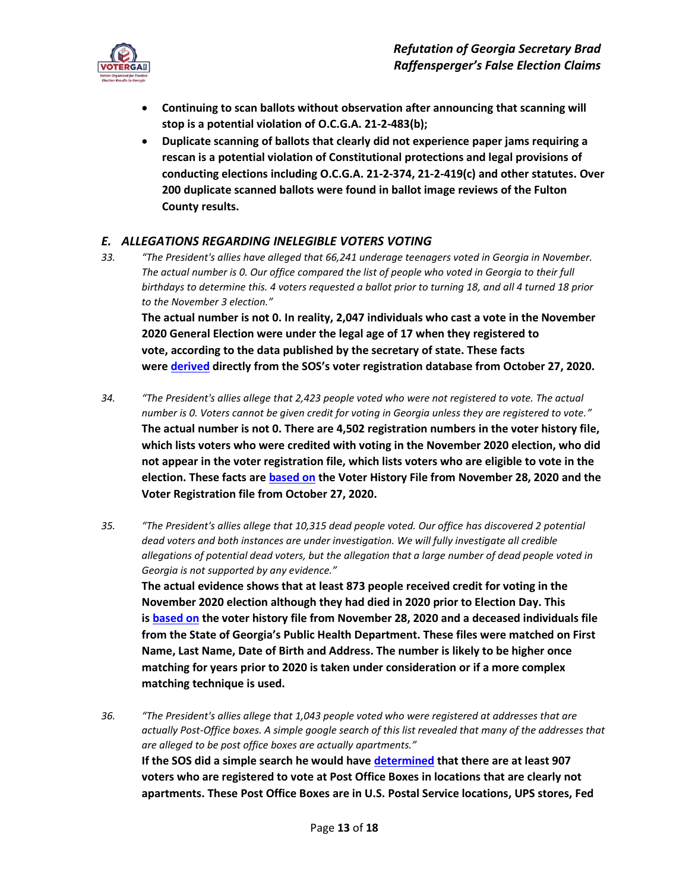- **Continuing to scan ballots without observation after announcing that scanning will stop is a potential violation of O.C.G.A. 21-2-483(b);**
- **Duplicate scanning of ballots that clearly did not experience paper jams requiring a rescan is a potential violation of Constitutional protections and legal provisions of conducting elections including O.C.G.A. 21-2-374, 21-2-419(c) and other statutes. Over 200 duplicate scanned ballots were found in ballot image reviews of the Fulton County results.**

### *E. ALLEGATIONS REGARDING INELEGIBLE VOTERS VOTING*

33. *"The President's allies have alleged that 66,241 underage teenagers voted in Georgia in November. The actual number is 0. Our office compared the list of people who voted in Georgia to their full birthdays to determine this. 4 voters requested a ballot prior to turning 18, and all 4 turned 18 prior to the November 3 election."*

    **The actual number is not 0. In reality, 2,047 individuals who cast a vote in the November 2020 General Election were under the legal age of 17 when they registered to vote, according to the data published by the secretary of state. These facts were derived directly from the SOS's voter registration database from October 27, 2020.**

34. *"The President's allies allege that 2,423 people voted who were not registered to vote. The actual number is 0. Voters cannot be given credit for voting in Georgia unless they are registered to vote."*

    **The actual number is not 0. There are 4,502 registration numbers in the voter history file, which lists voters who were credited with voting in the November 2020 election, who did not appear in the voter registration file, which lists voters who are eligible to vote in the election. These facts are based on the Voter History File from November 28, 2020 and the Voter Registration file from October 27, 2020.**

35. *"The President's allies allege that 10,315 dead people voted. Our office has discovered 2 potential dead voters and both instances are under investigation. We will fully investigate all credible allegations of potential dead voters, but the allegation that a large number of dead people voted in Georgia is not supported by any evidence."*

    **The actual evidence shows that at least 873 people received credit for voting in the November 2020 election although they had died in 2020 prior to Election Day. This is based on the voter history file from November 28, 2020 and a deceased individuals file from the State of Georgia's Public Health Department. These files were matched on First Name, Last Name, Date of Birth and Address. The number is likely to be higher once matching for years prior to 2020 is taken under consideration or if a more complex matching technique is used.**

36. *"The President's allies allege that 1,043 people voted who were registered at addresses that are actually Post-Office boxes. A simple google search of this list revealed that many of the addresses that are alleged to be post office boxes are actually apartments."*

    **If the SOS did a simple search he would have determined that there are at least 907 voters who are registered to vote at Post Office Boxes in locations that are clearly not apartments. These Post Office Boxes are in U.S. Postal Service locations, UPS stores, Fed**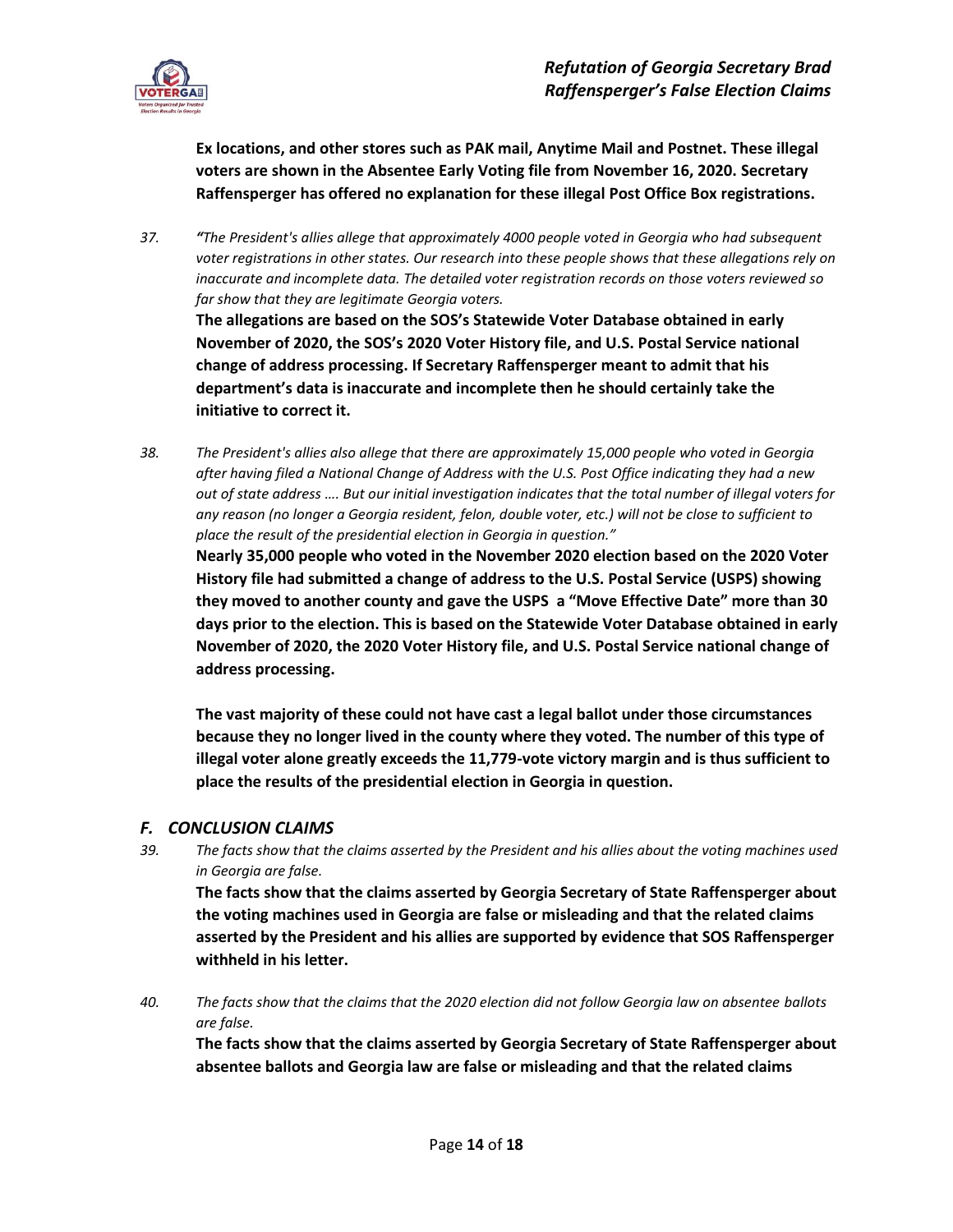**Ex locations, and other stores such as PAK mail, Anytime Mail and Postnet. These illegal voters are shown in the Absentee Early Voting file from November 16, 2020. Secretary Raffensperger has offered no explanation for these illegal Post Office Box registrations.**

37. *"The President's allies allege that approximately 4000 people voted in Georgia who had subsequent voter registrations in other states. Our research into these people shows that these allegations rely on inaccurate and incomplete data. The detailed voter registration records on those voters reviewed so far show that they are legitimate Georgia voters.*

**The allegations are based on the SOS's Statewide Voter Database obtained in early November of 2020, the SOS's 2020 Voter History file, and U.S. Postal Service national change of address processing. If Secretary Raffensperger meant to admit that his department's data is inaccurate and incomplete then he should certainly take the initiative to correct it.**

38. *The President's allies also allege that there are approximately 15,000 people who voted in Georgia after having filed a National Change of Address with the U.S. Post Office indicating they had a new out of state address …. But our initial investigation indicates that the total number of illegal voters for any reason (no longer a Georgia resident, felon, double voter, etc.) will not be close to sufficient to place the result of the presidential election in Georgia in question."*

**Nearly 35,000 people who voted in the November 2020 election based on the 2020 Voter History file had submitted a change of address to the U.S. Postal Service (USPS) showing they moved to another county and gave the USPS a "Move Effective Date" more than 30 days prior to the election. This is based on the Statewide Voter Database obtained in early November of 2020, the 2020 Voter History file, and U.S. Postal Service national change of address processing.**

**The vast majority of these could not have cast a legal ballot under those circumstances because they no longer lived in the county where they voted. The number of this type of illegal voter alone greatly exceeds the 11,779-vote victory margin and is thus sufficient to place the results of the presidential election in Georgia in question.**

## *F. CONCLUSION CLAIMS*

39. *The facts show that the claims asserted by the President and his allies about the voting machines used in Georgia are false.*

**The facts show that the claims asserted by Georgia Secretary of State Raffensperger about the voting machines used in Georgia are false or misleading and that the related claims asserted by the President and his allies are supported by evidence that SOS Raffensperger withheld in his letter.**

40. *The facts show that the claims that the 2020 election did not follow Georgia law on absentee ballots are false.*

**The facts show that the claims asserted by Georgia Secretary of State Raffensperger about absentee ballots and Georgia law are false or misleading and that the related claims**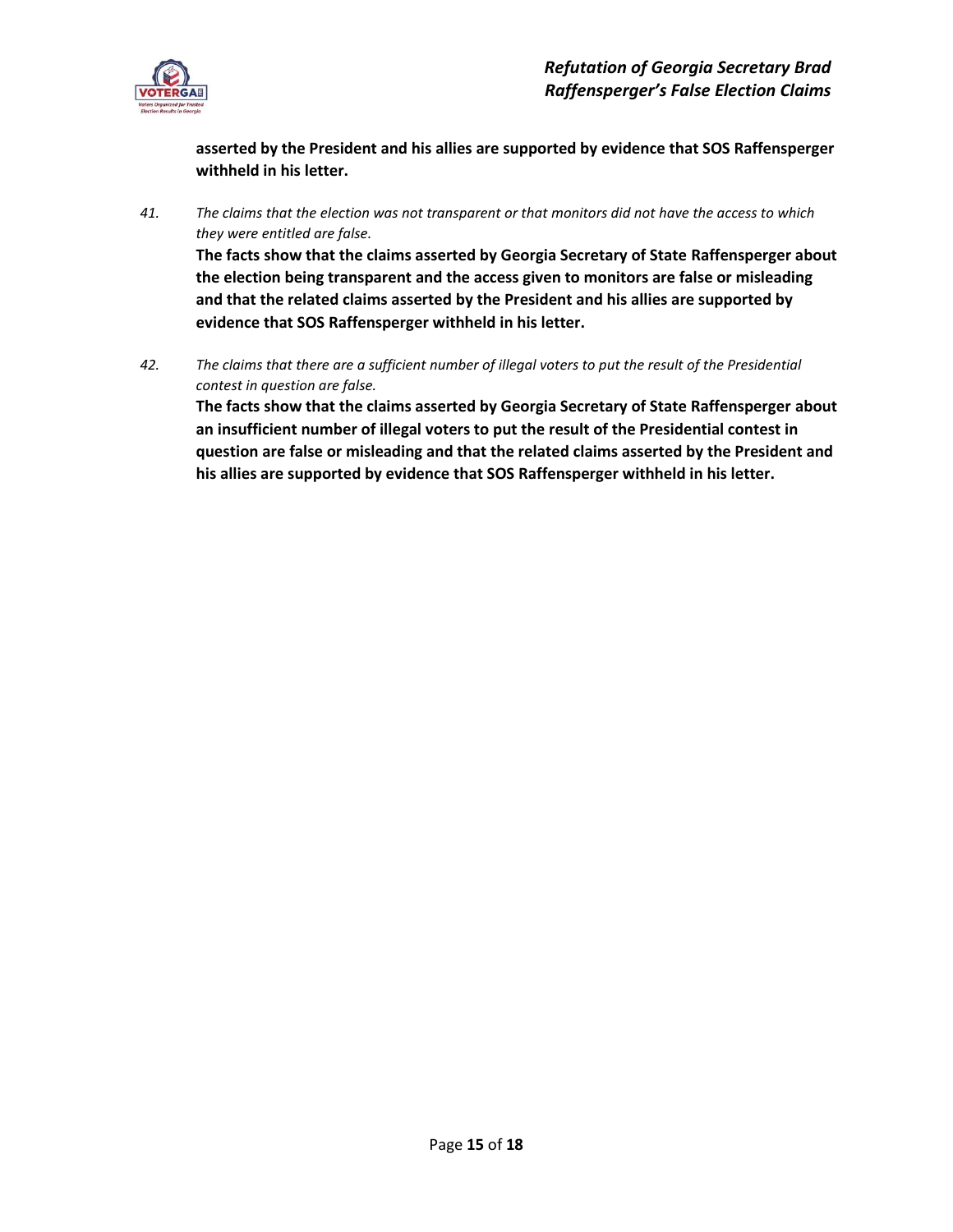**asserted by the President and his allies are supported by evidence that SOS Raffensperger withheld in his letter.**

41. *The claims that the election was not transparent or that monitors did not have the access to which they were entitled are false.*

    **The facts show that the claims asserted by Georgia Secretary of State Raffensperger about the election being transparent and the access given to monitors are false or misleading and that the related claims asserted by the President and his allies are supported by evidence that SOS Raffensperger withheld in his letter.**

42. *The claims that there are a sufficient number of illegal voters to put the result of the Presidential contest in question are false.*

    **The facts show that the claims asserted by Georgia Secretary of State Raffensperger about an insufficient number of illegal voters to put the result of the Presidential contest in question are false or misleading and that the related claims asserted by the President and his allies are supported by evidence that SOS Raffensperger withheld in his letter.**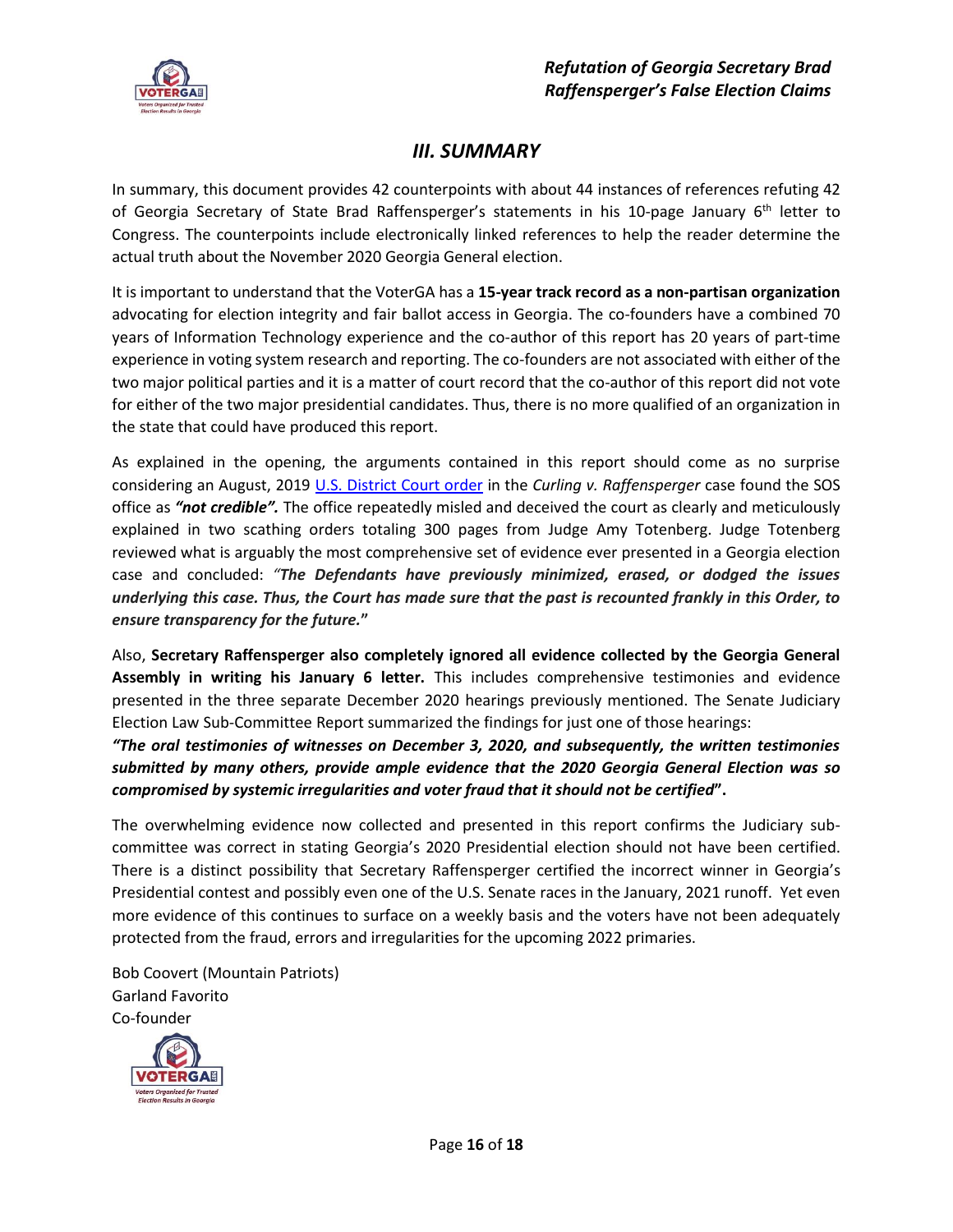## III. SUMMARY

In summary, this document provides 42 counterpoints with about 44 instances of references refuting 42 of Georgia Secretary of State Brad Raffensperger's statements in his 10-page January 6th letter to Congress. The counterpoints include electronically linked references to help the reader determine the actual truth about the November 2020 Georgia General election.

It is important to understand that the VoterGA has a **15-year track record as a non-partisan organization** advocating for election integrity and fair ballot access in Georgia. The co-founders have a combined 70 years of Information Technology experience and the co-author of this report has 20 years of part-time experience in voting system research and reporting. The co-founders are not associated with either of the two major political parties and it is a matter of court record that the co-author of this report did not vote for either of the two major presidential candidates. Thus, there is no more qualified of an organization in the state that could have produced this report.

As explained in the opening, the arguments contained in this report should come as no surprise considering an August, 2019 U.S. District Court order in the *Curling v. Raffensperger* case found the SOS office as ***"not credible".*** The office repeatedly misled and deceived the court as clearly and meticulously explained in two scathing orders totaling 300 pages from Judge Amy Totenberg. Judge Totenberg reviewed what is arguably the most comprehensive set of evidence ever presented in a Georgia election case and concluded: *"**The Defendants have previously minimized, erased, or dodged the issues underlying this case. Thus, the Court has made sure that the past is recounted frankly in this Order, to ensure transparency for the future.**"*

Also, **Secretary Raffensperger also completely ignored all evidence collected by the Georgia General Assembly in writing his January 6 letter.** This includes comprehensive testimonies and evidence presented in the three separate December 2020 hearings previously mentioned. The Senate Judiciary Election Law Sub-Committee Report summarized the findings for just one of those hearings:

***"The oral testimonies of witnesses on December 3, 2020, and subsequently, the written testimonies submitted by many others, provide ample evidence that the 2020 Georgia General Election was so compromised by systemic irregularities and voter fraud that it should not be certified".***

The overwhelming evidence now collected and presented in this report confirms the Judiciary sub-committee was correct in stating Georgia's 2020 Presidential election should not have been certified. There is a distinct possibility that Secretary Raffensperger certified the incorrect winner in Georgia's Presidential contest and possibly even one of the U.S. Senate races in the January, 2021 runoff. Yet even more evidence of this continues to surface on a weekly basis and the voters have not been adequately protected from the fraud, errors and irregularities for the upcoming 2022 primaries.

Bob Coovert (Mountain Patriots)
Garland Favorito
Co-founder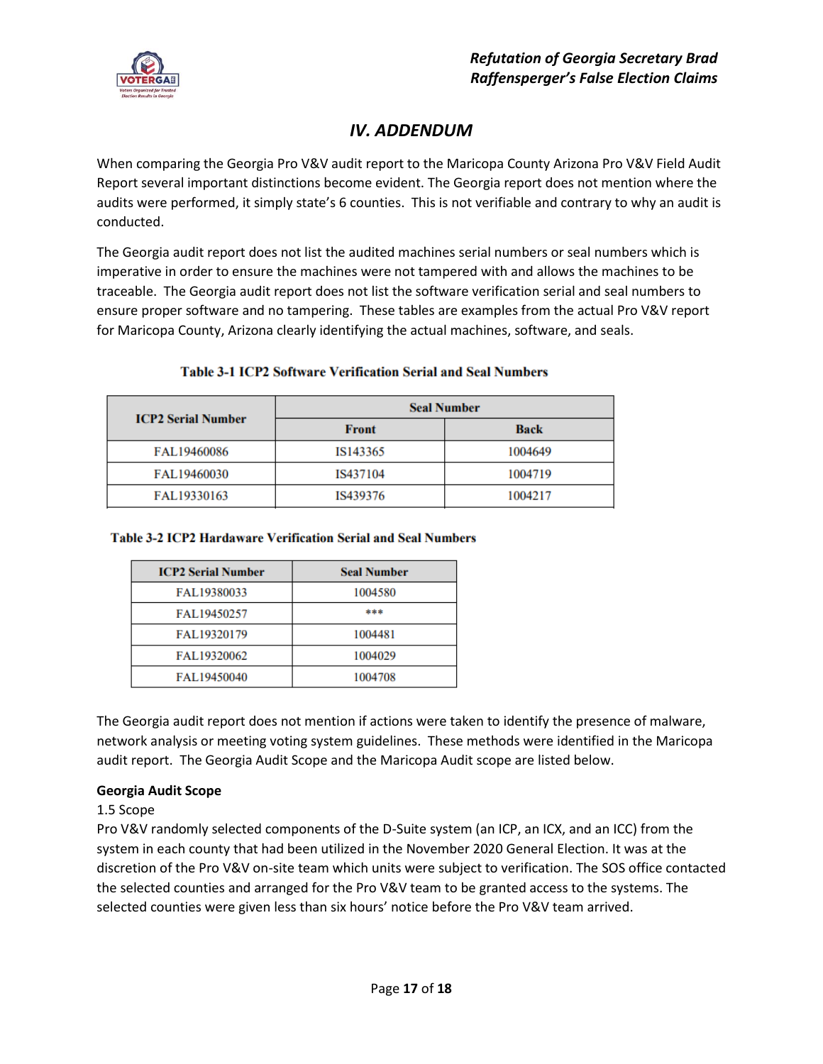## IV. ADDENDUM

When comparing the Georgia Pro V&V audit report to the Maricopa County Arizona Pro V&V Field Audit Report several important distinctions become evident. The Georgia report does not mention where the audits were performed, it simply state's 6 counties. This is not verifiable and contrary to why an audit is conducted.

The Georgia audit report does not list the audited machines serial numbers or seal numbers which is imperative in order to ensure the machines were not tampered with and allows the machines to be traceable. The Georgia audit report does not list the software verification serial and seal numbers to ensure proper software and no tampering. These tables are examples from the actual Pro V&V report for Maricopa County, Arizona clearly identifying the actual machines, software, and seals.

**Table 3-1 ICP2 Software Verification Serial and Seal Numbers**

| ICP2 Serial Number | Seal Number | |
|---|---|---|
| | Front | Back |
| FAL19460086 | IS143365 | 1004649 |
| FAL19460030 | IS437104 | 1004719 |
| FAL19330163 | IS439376 | 1004217 |

**Table 3-2 ICP2 Hardaware Verification Serial and Seal Numbers**

| ICP2 Serial Number | Seal Number |
|---|---|
| FAL19380033 | 1004580 |
| FAL19450257 | *** |
| FAL19320179 | 1004481 |
| FAL19320062 | 1004029 |
| FAL19450040 | 1004708 |

The Georgia audit report does not mention if actions were taken to identify the presence of malware, network analysis or meeting voting system guidelines. These methods were identified in the Maricopa audit report. The Georgia Audit Scope and the Maricopa Audit scope are listed below.

**Georgia Audit Scope**

1.5 Scope

Pro V&V randomly selected components of the D-Suite system (an ICP, an ICX, and an ICC) from the system in each county that had been utilized in the November 2020 General Election. It was at the discretion of the Pro V&V on-site team which units were subject to verification. The SOS office contacted the selected counties and arranged for the Pro V&V team to be granted access to the systems. The selected counties were given less than six hours' notice before the Pro V&V team arrived.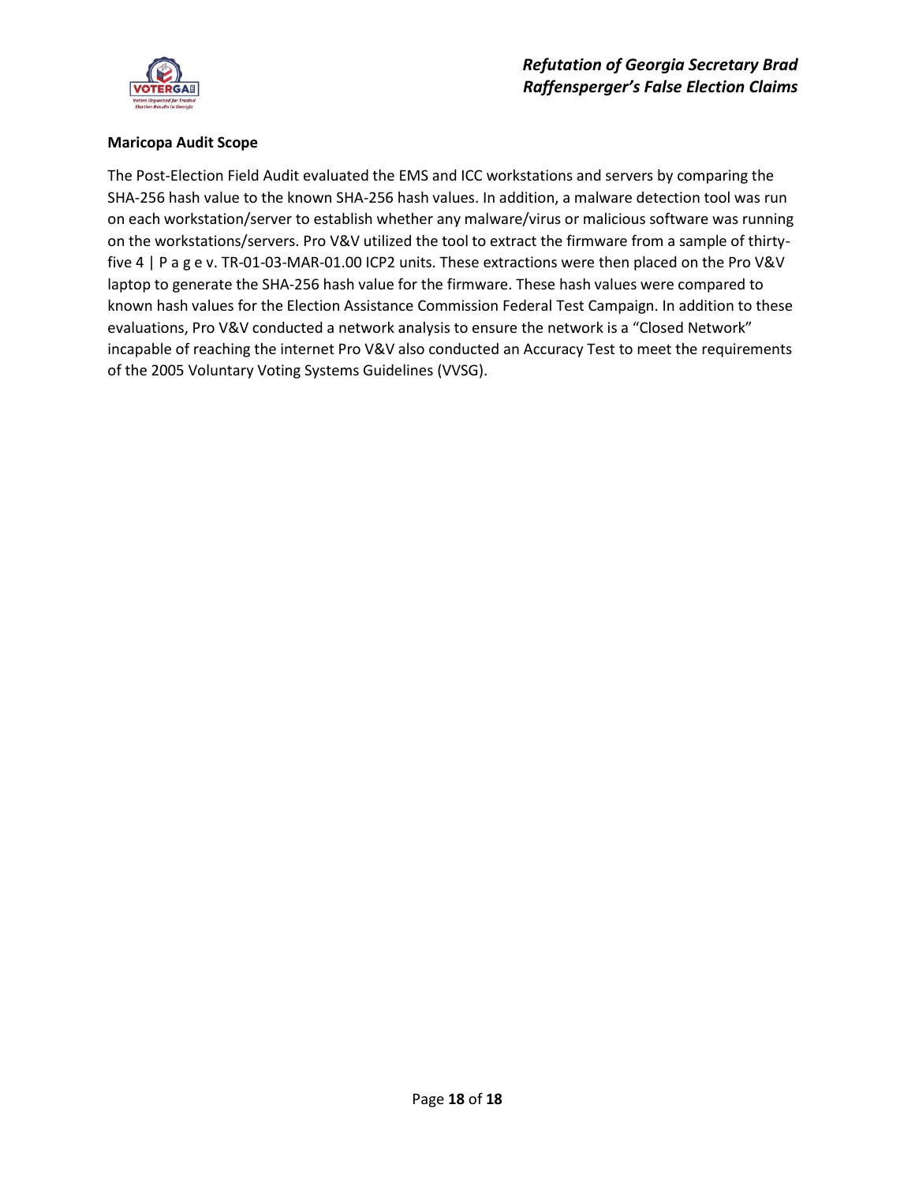**Maricopa Audit Scope**

The Post-Election Field Audit evaluated the EMS and ICC workstations and servers by comparing the SHA-256 hash value to the known SHA-256 hash values. In addition, a malware detection tool was run on each workstation/server to establish whether any malware/virus or malicious software was running on the workstations/servers. Pro V&V utilized the tool to extract the firmware from a sample of thirty-five 4 | P a g e v. TR-01-03-MAR-01.00 ICP2 units. These extractions were then placed on the Pro V&V laptop to generate the SHA-256 hash value for the firmware. These hash values were compared to known hash values for the Election Assistance Commission Federal Test Campaign. In addition to these evaluations, Pro V&V conducted a network analysis to ensure the network is a "Closed Network" incapable of reaching the internet Pro V&V also conducted an Accuracy Test to meet the requirements of the 2005 Voluntary Voting Systems Guidelines (VVSG).